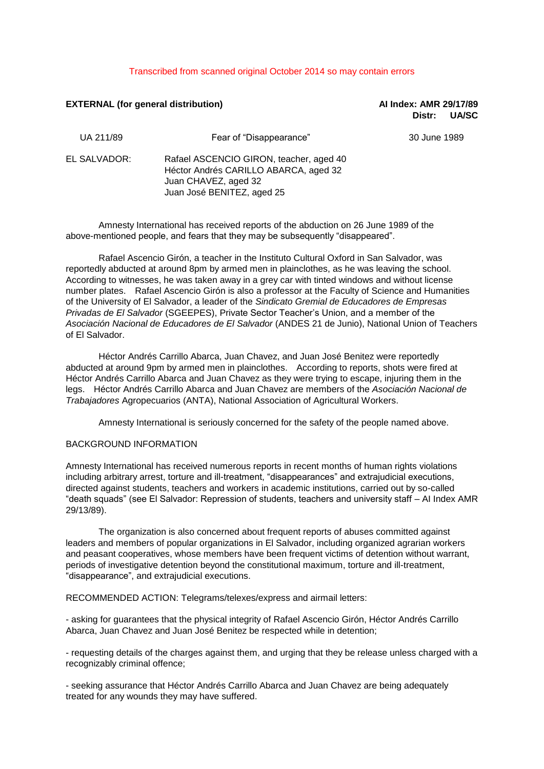Transcribed from scanned original October 2014 so may contain errors

**EXTERNAL (for general distribution)**

**AI Index: AMR 29/17/89**
**Distr: UA/SC**

UA 211/89 Fear of "Disappearance" 30 June 1989

EL SALVADOR: Rafael ASCENCIO GIRON, teacher, aged 40
Héctor Andrés CARILLO ABARCA, aged 32
Juan CHAVEZ, aged 32
Juan José BENITEZ, aged 25

Amnesty International has received reports of the abduction on 26 June 1989 of the above-mentioned people, and fears that they may be subsequently "disappeared".

Rafael Ascencio Girón, a teacher in the Instituto Cultural Oxford in San Salvador, was reportedly abducted at around 8pm by armed men in plainclothes, as he was leaving the school. According to witnesses, he was taken away in a grey car with tinted windows and without license number plates. Rafael Ascencio Girón is also a professor at the Faculty of Science and Humanities of the University of El Salvador, a leader of the *Sindicato Gremial de Educadores de Empresas Privadas de El Salvador* (SGEEPES), Private Sector Teacher's Union, and a member of the *Asociación Nacional de Educadores de El Salvador* (ANDES 21 de Junio), National Union of Teachers of El Salvador.

Héctor Andrés Carrillo Abarca, Juan Chavez, and Juan José Benitez were reportedly abducted at around 9pm by armed men in plainclothes. According to reports, shots were fired at Héctor Andrés Carrillo Abarca and Juan Chavez as they were trying to escape, injuring them in the legs. Héctor Andrés Carrillo Abarca and Juan Chavez are members of the *Asociación Nacional de Trabajadores* Agropecuarios (ANTA), National Association of Agricultural Workers.

Amnesty International is seriously concerned for the safety of the people named above.

BACKGROUND INFORMATION

Amnesty International has received numerous reports in recent months of human rights violations including arbitrary arrest, torture and ill-treatment, "disappearances" and extrajudicial executions, directed against students, teachers and workers in academic institutions, carried out by so-called "death squads" (see El Salvador: Repression of students, teachers and university staff – AI Index AMR 29/13/89).

The organization is also concerned about frequent reports of abuses committed against leaders and members of popular organizations in El Salvador, including organized agrarian workers and peasant cooperatives, whose members have been frequent victims of detention without warrant, periods of investigative detention beyond the constitutional maximum, torture and ill-treatment, "disappearance", and extrajudicial executions.

RECOMMENDED ACTION: Telegrams/telexes/express and airmail letters:

- asking for guarantees that the physical integrity of Rafael Ascencio Girón, Héctor Andrés Carrillo Abarca, Juan Chavez and Juan José Benitez be respected while in detention;

- requesting details of the charges against them, and urging that they be release unless charged with a recognizably criminal offence;

- seeking assurance that Héctor Andrés Carrillo Abarca and Juan Chavez are being adequately treated for any wounds they may have suffered.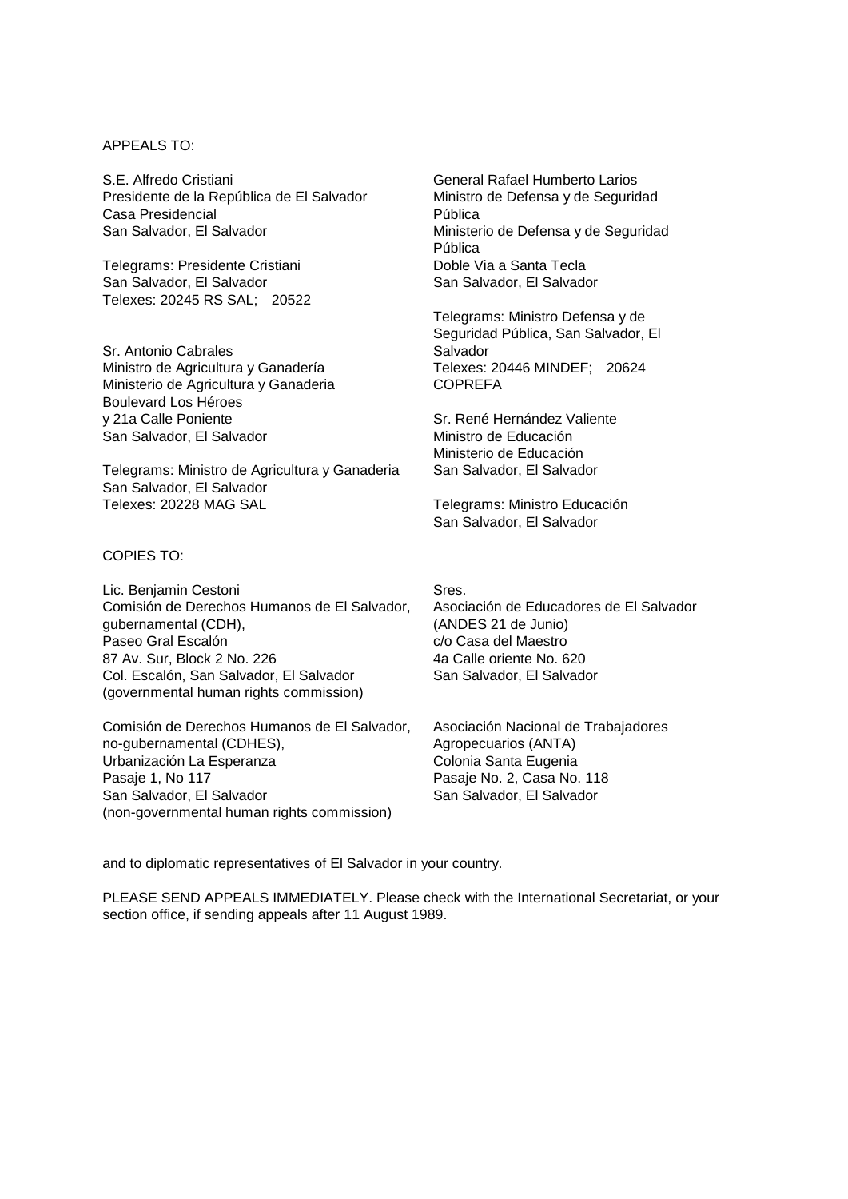APPEALS TO:

S.E. Alfredo Cristiani
Presidente de la República de El Salvador
Casa Presidencial
San Salvador, El Salvador

Telegrams: Presidente Cristiani
San Salvador, El Salvador
Telexes: 20245 RS SAL; 20522

Sr. Antonio Cabrales
Ministro de Agricultura y Ganadería
Ministerio de Agricultura y Ganaderia
Boulevard Los Héroes
y 21a Calle Poniente
San Salvador, El Salvador

Telegrams: Ministro de Agricultura y Ganaderia
San Salvador, El Salvador
Telexes: 20228 MAG SAL

General Rafael Humberto Larios
Ministro de Defensa y de Seguridad Pública
Ministerio de Defensa y de Seguridad Pública
Doble Via a Santa Tecla
San Salvador, El Salvador

Telegrams: Ministro Defensa y de Seguridad Pública, San Salvador, El Salvador
Telexes: 20446 MINDEF; 20624 COPREFA

Sr. René Hernández Valiente
Ministro de Educación
Ministerio de Educación
San Salvador, El Salvador

Telegrams: Ministro Educación
San Salvador, El Salvador

COPIES TO:

Lic. Benjamin Cestoni
Comisión de Derechos Humanos de El Salvador, gubernamental (CDH),
Paseo Gral Escalón
87 Av. Sur, Block 2 No. 226
Col. Escalón, San Salvador, El Salvador
(governmental human rights commission)

Comisión de Derechos Humanos de El Salvador, no-gubernamental (CDHES),
Urbanización La Esperanza
Pasaje 1, No 117
San Salvador, El Salvador
(non-governmental human rights commission)

Sres.
Asociación de Educadores de El Salvador
(ANDES 21 de Junio)
c/o Casa del Maestro
4a Calle oriente No. 620
San Salvador, El Salvador

Asociación Nacional de Trabajadores Agropecuarios (ANTA)
Colonia Santa Eugenia
Pasaje No. 2, Casa No. 118
San Salvador, El Salvador

and to diplomatic representatives of El Salvador in your country.

PLEASE SEND APPEALS IMMEDIATELY. Please check with the International Secretariat, or your section office, if sending appeals after 11 August 1989.